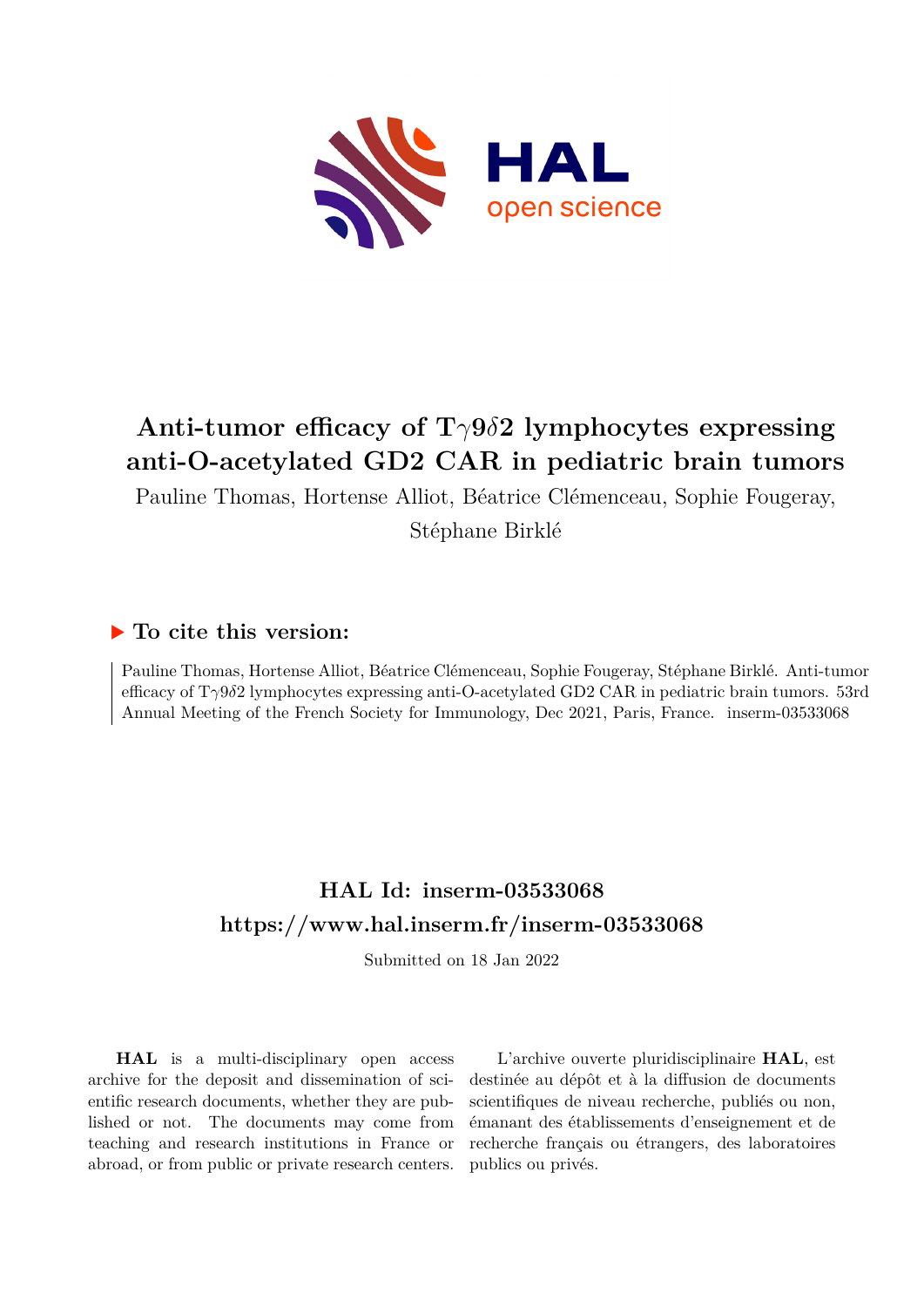# Anti-tumor efficacy of T$\gamma$9$\delta$2 lymphocytes expressing anti-O-acetylated GD2 CAR in pediatric brain tumors

Pauline Thomas, Hortense Alliot, Béatrice Clémenceau, Sophie Fougeray, Stéphane Birklé

## ▶ To cite this version:

Pauline Thomas, Hortense Alliot, Béatrice Clémenceau, Sophie Fougeray, Stéphane Birklé. Anti-tumor efficacy of T$\gamma$9$\delta$2 lymphocytes expressing anti-O-acetylated GD2 CAR in pediatric brain tumors. 53rd Annual Meeting of the French Society for Immunology, Dec 2021, Paris, France. inserm-03533068

## HAL Id: inserm-03533068

## https://www.hal.inserm.fr/inserm-03533068

Submitted on 18 Jan 2022

**HAL** is a multi-disciplinary open access archive for the deposit and dissemination of scientific research documents, whether they are published or not. The documents may come from teaching and research institutions in France or abroad, or from public or private research centers.

L'archive ouverte pluridisciplinaire **HAL**, est destinée au dépôt et à la diffusion de documents scientifiques de niveau recherche, publiés ou non, émanant des établissements d'enseignement et de recherche français ou étrangers, des laboratoires publics ou privés.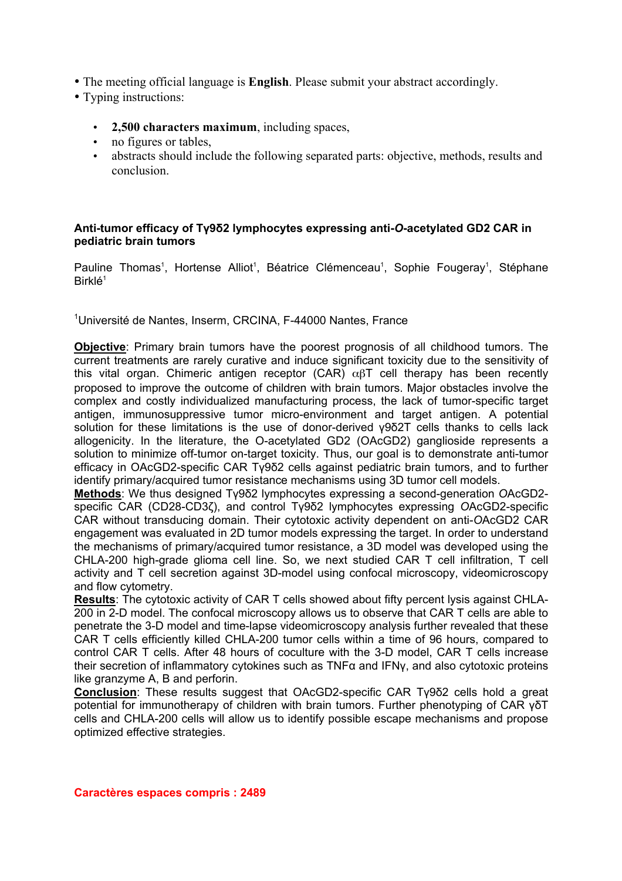- The meeting official language is **English**. Please submit your abstract accordingly.
- Typing instructions:
    - **2,500 characters maximum**, including spaces,
    - no figures or tables,
    - abstracts should include the following separated parts: objective, methods, results and conclusion.

**Anti-tumor efficacy of Tγ9δ2 lymphocytes expressing anti-*O*-acetylated GD2 CAR in pediatric brain tumors**

Pauline Thomas[1], Hortense Alliot[1], Béatrice Clémenceau[1], Sophie Fougeray[1], Stéphane Birklé[1]

[1]Université de Nantes, Inserm, CRCINA, F-44000 Nantes, France

**Objective**: Primary brain tumors have the poorest prognosis of all childhood tumors. The current treatments are rarely curative and induce significant toxicity due to the sensitivity of this vital organ. Chimeric antigen receptor (CAR) αβT cell therapy has been recently proposed to improve the outcome of children with brain tumors. Major obstacles involve the complex and costly individualized manufacturing process, the lack of tumor-specific target antigen, immunosuppressive tumor micro-environment and target antigen. A potential solution for these limitations is the use of donor-derived γ9δ2T cells thanks to cells lack allogenicity. In the literature, the O-acetylated GD2 (OAcGD2) ganglioside represents a solution to minimize off-tumor on-target toxicity. Thus, our goal is to demonstrate anti-tumor efficacy in OAcGD2-specific CAR Tγ9δ2 cells against pediatric brain tumors, and to further identify primary/acquired tumor resistance mechanisms using 3D tumor cell models.

**Methods**: We thus designed Tγ9δ2 lymphocytes expressing a second-generation *O*AcGD2-specific CAR (CD28-CD3ζ), and control Tγ9δ2 lymphocytes expressing *O*AcGD2-specific CAR without transducing domain. Their cytotoxic activity dependent on anti-*O*AcGD2 CAR engagement was evaluated in 2D tumor models expressing the target. In order to understand the mechanisms of primary/acquired tumor resistance, a 3D model was developed using the CHLA-200 high-grade glioma cell line. So, we next studied CAR T cell infiltration, T cell activity and T cell secretion against 3D-model using confocal microscopy, videomicroscopy and flow cytometry.

**Results**: The cytotoxic activity of CAR T cells showed about fifty percent lysis against CHLA-200 in 2-D model. The confocal microscopy allows us to observe that CAR T cells are able to penetrate the 3-D model and time-lapse videomicroscopy analysis further revealed that these CAR T cells efficiently killed CHLA-200 tumor cells within a time of 96 hours, compared to control CAR T cells. After 48 hours of coculture with the 3-D model, CAR T cells increase their secretion of inflammatory cytokines such as TNFα and IFNγ, and also cytotoxic proteins like granzyme A, B and perforin.

**Conclusion**: These results suggest that OAcGD2-specific CAR Tγ9δ2 cells hold a great potential for immunotherapy of children with brain tumors. Further phenotyping of CAR γδT cells and CHLA-200 cells will allow us to identify possible escape mechanisms and propose optimized effective strategies.

**Caractères espaces compris : 2489**